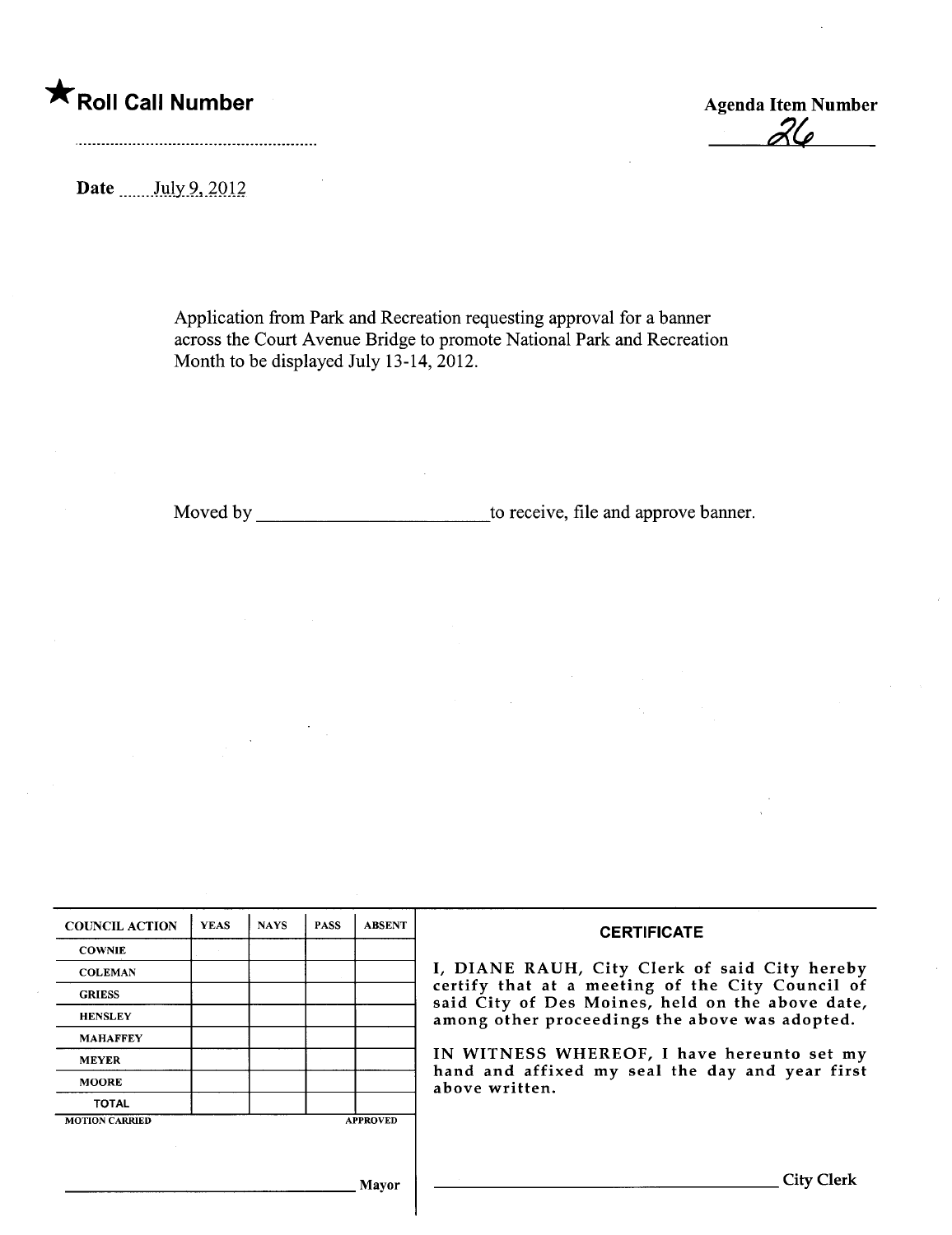★ **Roll Call Number**

Agenda Item Number

26

Date July 9, 2012

Application from Park and Recreation requesting approval for a banner across the Court Avenue Bridge to promote National Park and Recreation Month to be displayed July 13-14, 2012.

Moved by ________________________ to receive, file and approve banner.

| COUNCIL ACTION | YEAS | NAYS | PASS | ABSENT |
|---|---|---|---|---|
| COWNIE | | | | |
| COLEMAN | | | | |
| GRIESS | | | | |
| HENSLEY | | | | |
| MAHAFFEY | | | | |
| MEYER | | | | |
| MOORE | | | | |
| TOTAL | | | | |

MOTION CARRIED APPROVED

________________________ Mayor

**CERTIFICATE**

I, DIANE RAUH, City Clerk of said City hereby certify that at a meeting of the City Council of said City of Des Moines, held on the above date, among other proceedings the above was adopted.

IN WITNESS WHEREOF, I have hereunto set my hand and affixed my seal the day and year first above written.

________________________ City Clerk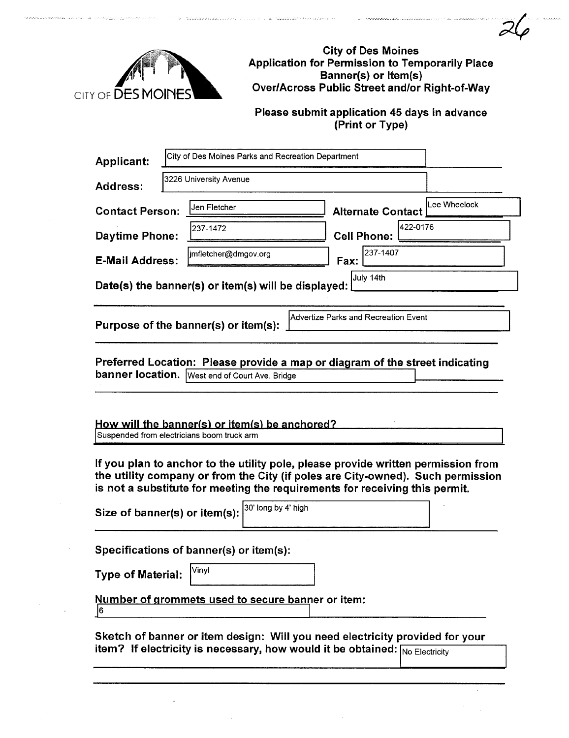CITY OF DES MOINES

# City of Des Moines Application for Permission to Temporarily Place Banner(s) or Item(s) Over/Across Public Street and/or Right-of-Way

**Please submit application 45 days in advance (Print or Type)**

**Applicant:** City of Des Moines Parks and Recreation Department

**Address:** 3226 University Avenue

**Contact Person:** Jen Fletcher **Alternate Contact** Lee Wheelock

**Daytime Phone:** 237-1472 **Cell Phone:** 422-0176

**E-Mail Address:** jmfletcher@dmgov.org **Fax:** 237-1407

**Date(s) the banner(s) or item(s) will be displayed:** July 14th

**Purpose of the banner(s) or item(s):** Advertize Parks and Recreation Event

**Preferred Location: Please provide a map or diagram of the street indicating banner location.** West end of Court Ave. Bridge

**How will the banner(s) or item(s) be anchored?**
Suspended from electricians boom truck arm

**If you plan to anchor to the utility pole, please provide written permission from the utility company or from the City (if poles are City-owned). Such permission is not a substitute for meeting the requirements for receiving this permit.**

**Size of banner(s) or item(s):** 30' long by 4' high

**Specifications of banner(s) or item(s):**

**Type of Material:** Vinyl

**Number of grommets used to secure banner or item:**
6

**Sketch of banner or item design: Will you need electricity provided for your item? If electricity is necessary, how would it be obtained:** No Electricity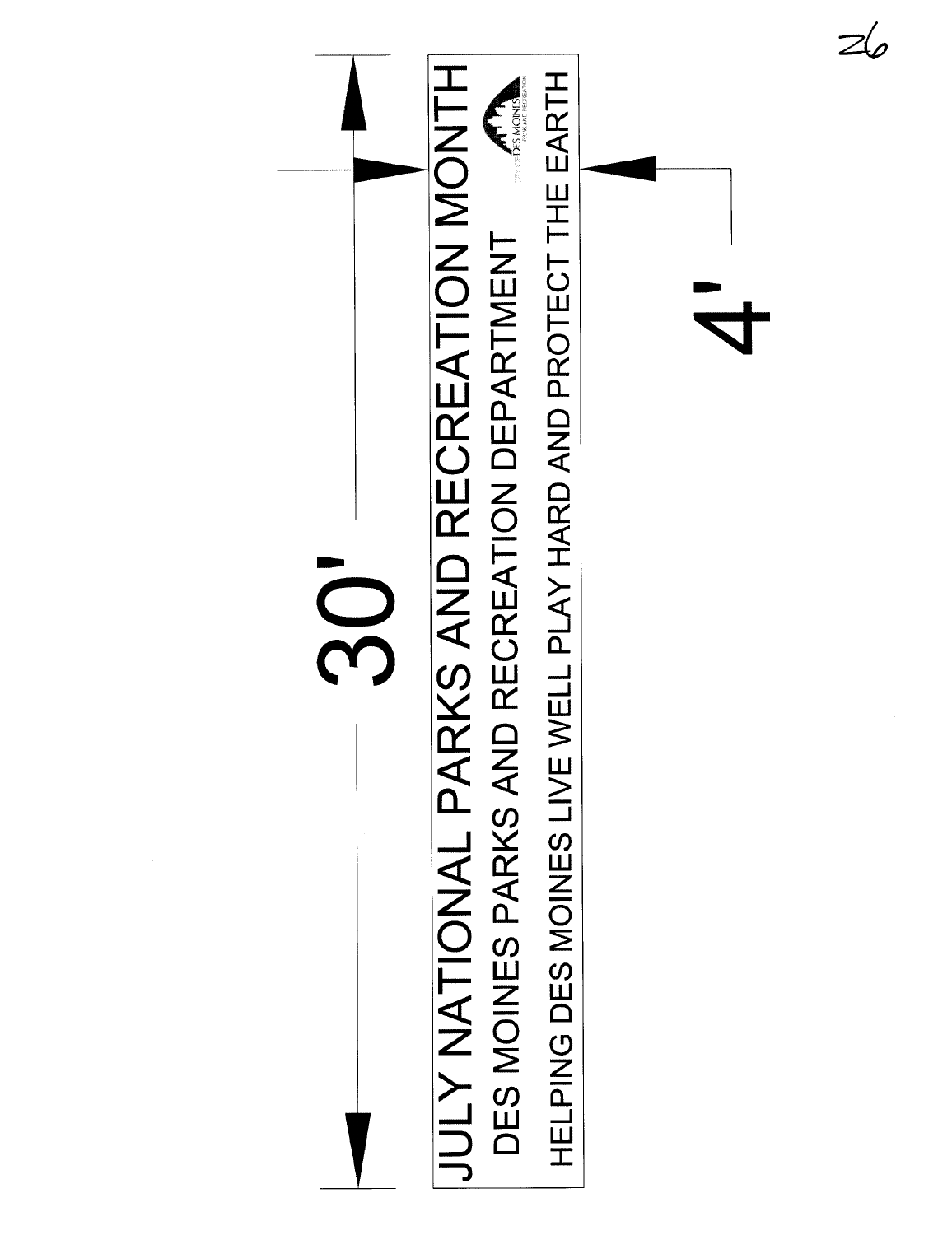30'

JULY NATIONAL PARKS AND RECREATION MONTH

DES MOINES PARKS AND RECREATION DEPARTMENT

CITY OF DES MOINES PARKS AND RECREATION

HELPING DES MOINES LIVE WELL PLAY HARD AND PROTECT THE EARTH

4'

26